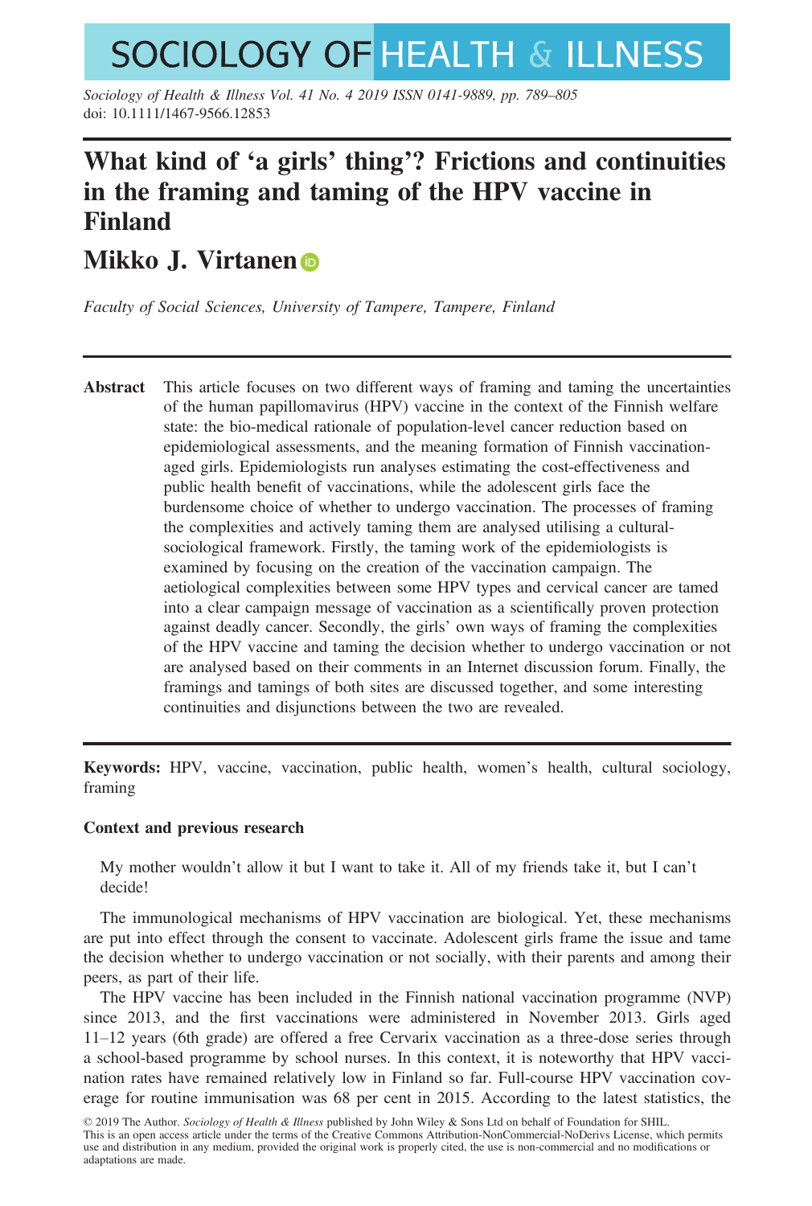# What kind of 'a girls' thing'? Frictions and continuities in the framing and taming of the HPV vaccine in Finland

## Mikko J. Virtanen

*Faculty of Social Sciences, University of Tampere, Tampere, Finland*

**Abstract** This article focuses on two different ways of framing and taming the uncertainties of the human papillomavirus (HPV) vaccine in the context of the Finnish welfare state: the bio-medical rationale of population-level cancer reduction based on epidemiological assessments, and the meaning formation of Finnish vaccination-aged girls. Epidemiologists run analyses estimating the cost-effectiveness and public health benefit of vaccinations, while the adolescent girls face the burdensome choice of whether to undergo vaccination. The processes of framing the complexities and actively taming them are analysed utilising a cultural-sociological framework. Firstly, the taming work of the epidemiologists is examined by focusing on the creation of the vaccination campaign. The aetiological complexities between some HPV types and cervical cancer are tamed into a clear campaign message of vaccination as a scientifically proven protection against deadly cancer. Secondly, the girls' own ways of framing the complexities of the HPV vaccine and taming the decision whether to undergo vaccination or not are analysed based on their comments in an Internet discussion forum. Finally, the framings and tamings of both sites are discussed together, and some interesting continuities and disjunctions between the two are revealed.

**Keywords:** HPV, vaccine, vaccination, public health, women's health, cultural sociology, framing

### Context and previous research

> My mother wouldn't allow it but I want to take it. All of my friends take it, but I can't decide!

The immunological mechanisms of HPV vaccination are biological. Yet, these mechanisms are put into effect through the consent to vaccinate. Adolescent girls frame the issue and tame the decision whether to undergo vaccination or not socially, with their parents and among their peers, as part of their life.

The HPV vaccine has been included in the Finnish national vaccination programme (NVP) since 2013, and the first vaccinations were administered in November 2013. Girls aged 11–12 years (6th grade) are offered a free Cervarix vaccination as a three-dose series through a school-based programme by school nurses. In this context, it is noteworthy that HPV vaccination rates have remained relatively low in Finland so far. Full-course HPV vaccination coverage for routine immunisation was 68 per cent in 2015. According to the latest statistics, the

© 2019 The Author. *Sociology of Health & Illness* published by John Wiley & Sons Ltd on behalf of Foundation for SHIL.
This is an open access article under the terms of the Creative Commons Attribution-NonCommercial-NoDerivs License, which permits use and distribution in any medium, provided the original work is properly cited, the use is non-commercial and no modifications or adaptations are made.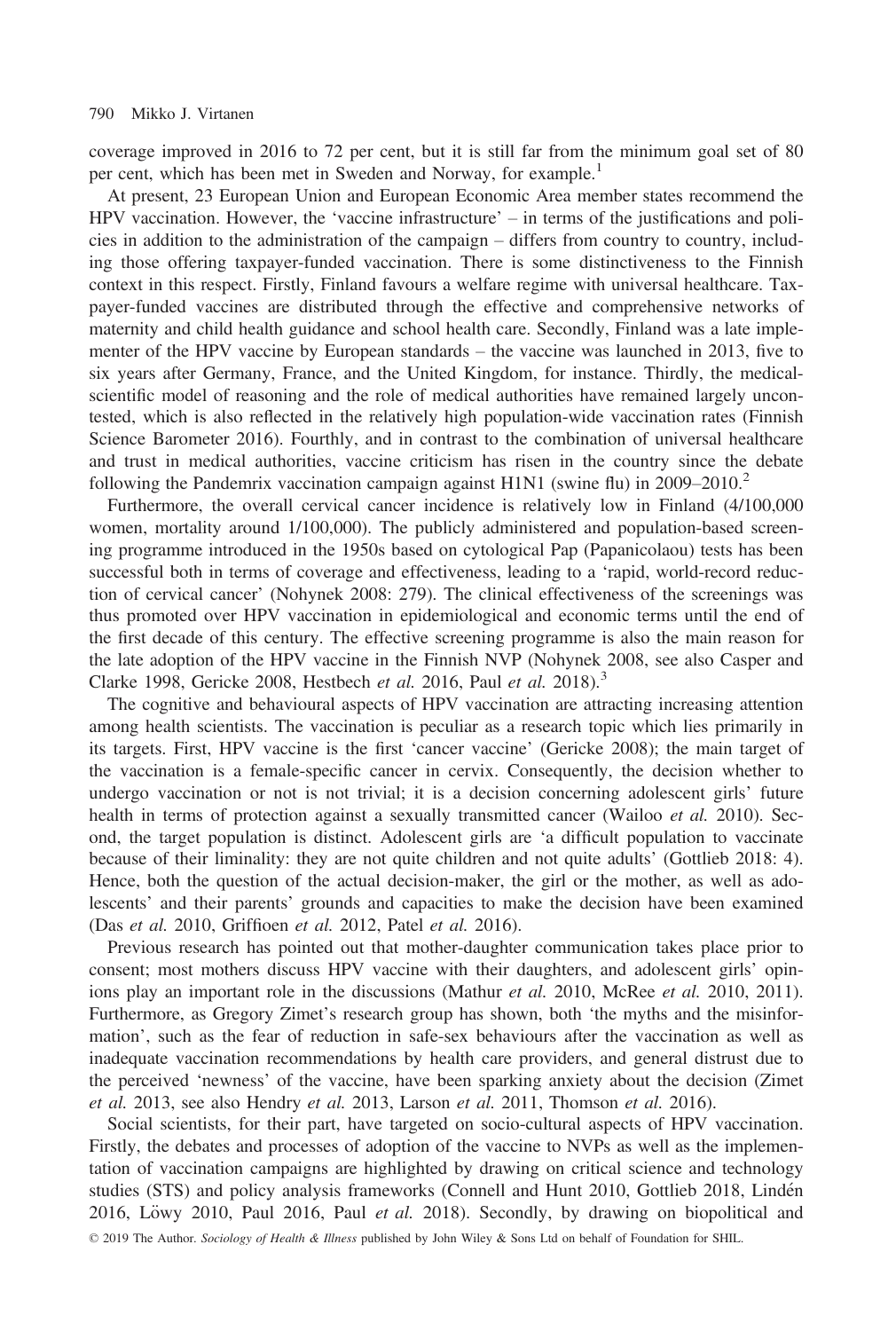coverage improved in 2016 to 72 per cent, but it is still far from the minimum goal set of 80 per cent, which has been met in Sweden and Norway, for example.[1]

At present, 23 European Union and European Economic Area member states recommend the HPV vaccination. However, the 'vaccine infrastructure' – in terms of the justifications and policies in addition to the administration of the campaign – differs from country to country, including those offering taxpayer-funded vaccination. There is some distinctiveness to the Finnish context in this respect. Firstly, Finland favours a welfare regime with universal healthcare. Taxpayer-funded vaccines are distributed through the effective and comprehensive networks of maternity and child health guidance and school health care. Secondly, Finland was a late implementer of the HPV vaccine by European standards – the vaccine was launched in 2013, five to six years after Germany, France, and the United Kingdom, for instance. Thirdly, the medical-scientific model of reasoning and the role of medical authorities have remained largely uncontested, which is also reflected in the relatively high population-wide vaccination rates (Finnish Science Barometer 2016). Fourthly, and in contrast to the combination of universal healthcare and trust in medical authorities, vaccine criticism has risen in the country since the debate following the Pandemrix vaccination campaign against H1N1 (swine flu) in 2009–2010.[2]

Furthermore, the overall cervical cancer incidence is relatively low in Finland (4/100,000 women, mortality around 1/100,000). The publicly administered and population-based screening programme introduced in the 1950s based on cytological Pap (Papanicolaou) tests has been successful both in terms of coverage and effectiveness, leading to a 'rapid, world-record reduction of cervical cancer' (Nohynek 2008: 279). The clinical effectiveness of the screenings was thus promoted over HPV vaccination in epidemiological and economic terms until the end of the first decade of this century. The effective screening programme is also the main reason for the late adoption of the HPV vaccine in the Finnish NVP (Nohynek 2008, see also Casper and Clarke 1998, Gericke 2008, Hestbech *et al.* 2016, Paul *et al.* 2018).[3]

The cognitive and behavioural aspects of HPV vaccination are attracting increasing attention among health scientists. The vaccination is peculiar as a research topic which lies primarily in its targets. First, HPV vaccine is the first 'cancer vaccine' (Gericke 2008); the main target of the vaccination is a female-specific cancer in cervix. Consequently, the decision whether to undergo vaccination or not is not trivial; it is a decision concerning adolescent girls' future health in terms of protection against a sexually transmitted cancer (Wailoo *et al.* 2010). Second, the target population is distinct. Adolescent girls are 'a difficult population to vaccinate because of their liminality: they are not quite children and not quite adults' (Gottlieb 2018: 4). Hence, both the question of the actual decision-maker, the girl or the mother, as well as adolescents' and their parents' grounds and capacities to make the decision have been examined (Das *et al.* 2010, Griffioen *et al.* 2012, Patel *et al.* 2016).

Previous research has pointed out that mother-daughter communication takes place prior to consent; most mothers discuss HPV vaccine with their daughters, and adolescent girls' opinions play an important role in the discussions (Mathur *et al.* 2010, McRee *et al.* 2010, 2011). Furthermore, as Gregory Zimet's research group has shown, both 'the myths and the misinformation', such as the fear of reduction in safe-sex behaviours after the vaccination as well as inadequate vaccination recommendations by health care providers, and general distrust due to the perceived 'newness' of the vaccine, have been sparking anxiety about the decision (Zimet *et al.* 2013, see also Hendry *et al.* 2013, Larson *et al.* 2011, Thomson *et al.* 2016).

Social scientists, for their part, have targeted on socio-cultural aspects of HPV vaccination. Firstly, the debates and processes of adoption of the vaccine to NVPs as well as the implementation of vaccination campaigns are highlighted by drawing on critical science and technology studies (STS) and policy analysis frameworks (Connell and Hunt 2010, Gottlieb 2018, Lindén 2016, Löwy 2010, Paul 2016, Paul *et al.* 2018). Secondly, by drawing on biopolitical and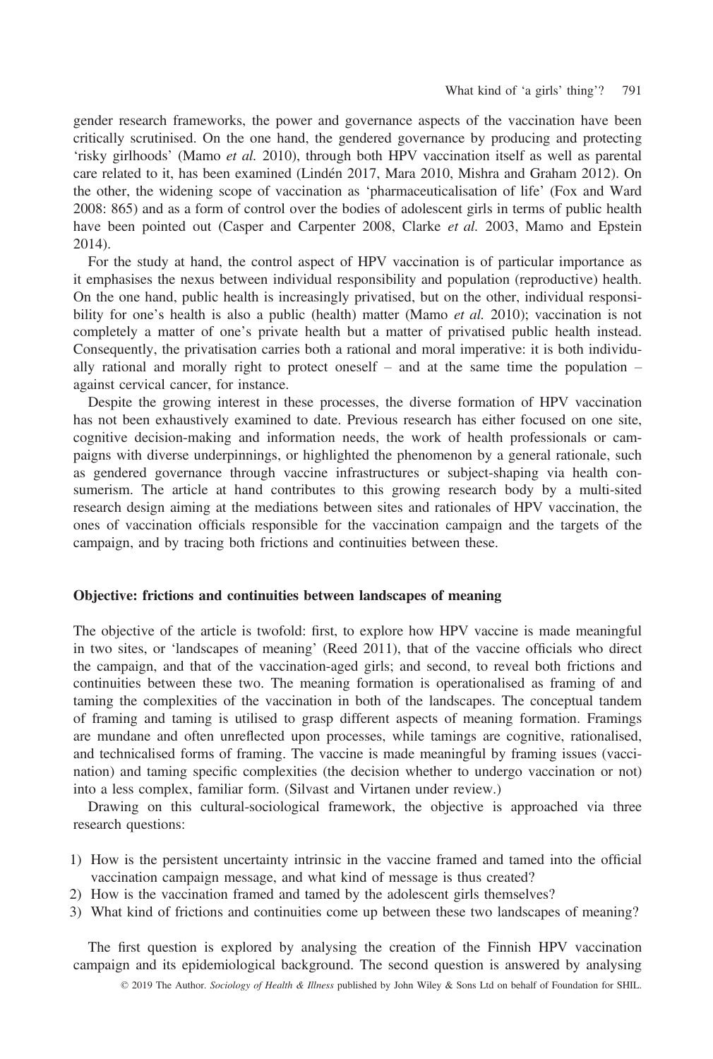gender research frameworks, the power and governance aspects of the vaccination have been critically scrutinised. On the one hand, the gendered governance by producing and protecting 'risky girlhoods' (Mamo *et al.* 2010), through both HPV vaccination itself as well as parental care related to it, has been examined (Lindén 2017, Mara 2010, Mishra and Graham 2012). On the other, the widening scope of vaccination as 'pharmaceuticalisation of life' (Fox and Ward 2008: 865) and as a form of control over the bodies of adolescent girls in terms of public health have been pointed out (Casper and Carpenter 2008, Clarke *et al.* 2003, Mamo and Epstein 2014).

For the study at hand, the control aspect of HPV vaccination is of particular importance as it emphasises the nexus between individual responsibility and population (reproductive) health. On the one hand, public health is increasingly privatised, but on the other, individual responsibility for one's health is also a public (health) matter (Mamo *et al.* 2010); vaccination is not completely a matter of one's private health but a matter of privatised public health instead. Consequently, the privatisation carries both a rational and moral imperative: it is both individually rational and morally right to protect oneself – and at the same time the population – against cervical cancer, for instance.

Despite the growing interest in these processes, the diverse formation of HPV vaccination has not been exhaustively examined to date. Previous research has either focused on one site, cognitive decision-making and information needs, the work of health professionals or campaigns with diverse underpinnings, or highlighted the phenomenon by a general rationale, such as gendered governance through vaccine infrastructures or subject-shaping via health consumerism. The article at hand contributes to this growing research body by a multi-sited research design aiming at the mediations between sites and rationales of HPV vaccination, the ones of vaccination officials responsible for the vaccination campaign and the targets of the campaign, and by tracing both frictions and continuities between these.

## Objective: frictions and continuities between landscapes of meaning

The objective of the article is twofold: first, to explore how HPV vaccine is made meaningful in two sites, or 'landscapes of meaning' (Reed 2011), that of the vaccine officials who direct the campaign, and that of the vaccination-aged girls; and second, to reveal both frictions and continuities between these two. The meaning formation is operationalised as framing of and taming the complexities of the vaccination in both of the landscapes. The conceptual tandem of framing and taming is utilised to grasp different aspects of meaning formation. Framings are mundane and often unreflected upon processes, while tamings are cognitive, rationalised, and technicalised forms of framing. The vaccine is made meaningful by framing issues (vaccination) and taming specific complexities (the decision whether to undergo vaccination or not) into a less complex, familiar form. (Silvast and Virtanen under review.)

Drawing on this cultural-sociological framework, the objective is approached via three research questions:

1) How is the persistent uncertainty intrinsic in the vaccine framed and tamed into the official vaccination campaign message, and what kind of message is thus created?
2) How is the vaccination framed and tamed by the adolescent girls themselves?
3) What kind of frictions and continuities come up between these two landscapes of meaning?

The first question is explored by analysing the creation of the Finnish HPV vaccination campaign and its epidemiological background. The second question is answered by analysing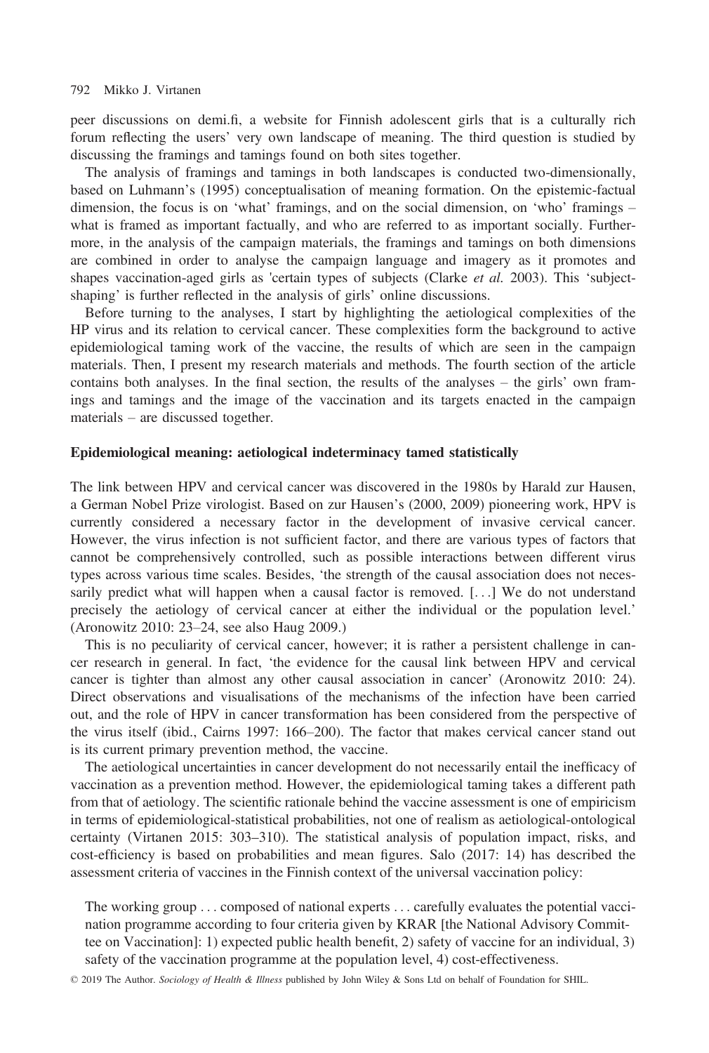peer discussions on demi.fi, a website for Finnish adolescent girls that is a culturally rich forum reflecting the users' very own landscape of meaning. The third question is studied by discussing the framings and tamings found on both sites together.

The analysis of framings and tamings in both landscapes is conducted two-dimensionally, based on Luhmann's (1995) conceptualisation of meaning formation. On the epistemic-factual dimension, the focus is on 'what' framings, and on the social dimension, on 'who' framings – what is framed as important factually, and who are referred to as important socially. Furthermore, in the analysis of the campaign materials, the framings and tamings on both dimensions are combined in order to analyse the campaign language and imagery as it promotes and shapes vaccination-aged girls as 'certain types of subjects (Clarke *et al.* 2003). This 'subject-shaping' is further reflected in the analysis of girls' online discussions.

Before turning to the analyses, I start by highlighting the aetiological complexities of the HP virus and its relation to cervical cancer. These complexities form the background to active epidemiological taming work of the vaccine, the results of which are seen in the campaign materials. Then, I present my research materials and methods. The fourth section of the article contains both analyses. In the final section, the results of the analyses – the girls' own framings and tamings and the image of the vaccination and its targets enacted in the campaign materials – are discussed together.

## Epidemiological meaning: aetiological indeterminacy tamed statistically

The link between HPV and cervical cancer was discovered in the 1980s by Harald zur Hausen, a German Nobel Prize virologist. Based on zur Hausen's (2000, 2009) pioneering work, HPV is currently considered a necessary factor in the development of invasive cervical cancer. However, the virus infection is not sufficient factor, and there are various types of factors that cannot be comprehensively controlled, such as possible interactions between different virus types across various time scales. Besides, 'the strength of the causal association does not necessarily predict what will happen when a causal factor is removed. [...] We do not understand precisely the aetiology of cervical cancer at either the individual or the population level.' (Aronowitz 2010: 23–24, see also Haug 2009.)

This is no peculiarity of cervical cancer, however; it is rather a persistent challenge in cancer research in general. In fact, 'the evidence for the causal link between HPV and cervical cancer is tighter than almost any other causal association in cancer' (Aronowitz 2010: 24). Direct observations and visualisations of the mechanisms of the infection have been carried out, and the role of HPV in cancer transformation has been considered from the perspective of the virus itself (ibid., Cairns 1997: 166–200). The factor that makes cervical cancer stand out is its current primary prevention method, the vaccine.

The aetiological uncertainties in cancer development do not necessarily entail the inefficacy of vaccination as a prevention method. However, the epidemiological taming takes a different path from that of aetiology. The scientific rationale behind the vaccine assessment is one of empiricism in terms of epidemiological-statistical probabilities, not one of realism as aetiological-ontological certainty (Virtanen 2015: 303–310). The statistical analysis of population impact, risks, and cost-efficiency is based on probabilities and mean figures. Salo (2017: 14) has described the assessment criteria of vaccines in the Finnish context of the universal vaccination policy:

> The working group ... composed of national experts ... carefully evaluates the potential vaccination programme according to four criteria given by KRAR [the National Advisory Committee on Vaccination]: 1) expected public health benefit, 2) safety of vaccine for an individual, 3) safety of the vaccination programme at the population level, 4) cost-effectiveness.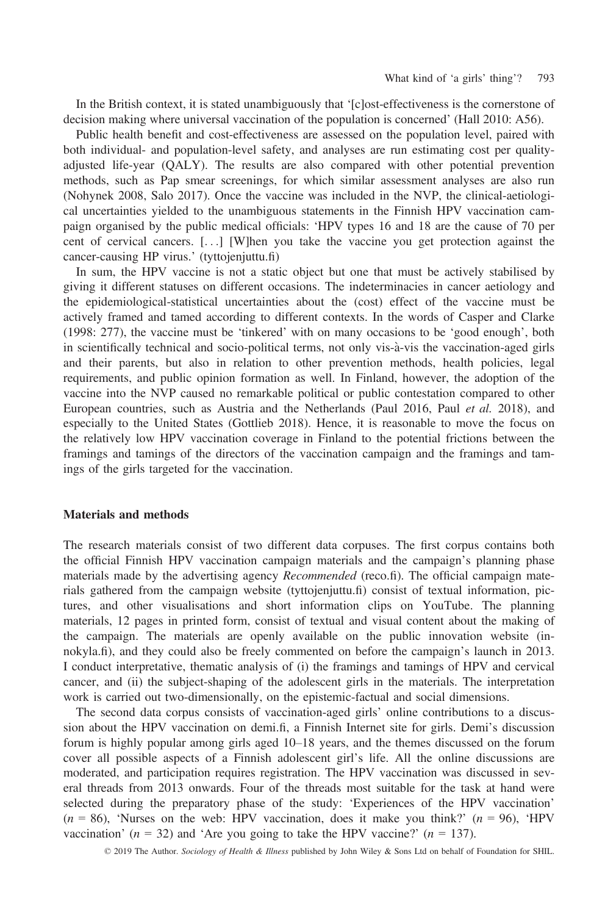In the British context, it is stated unambiguously that '[c]ost-effectiveness is the cornerstone of decision making where universal vaccination of the population is concerned' (Hall 2010: A56).

Public health benefit and cost-effectiveness are assessed on the population level, paired with both individual- and population-level safety, and analyses are run estimating cost per quality-adjusted life-year (QALY). The results are also compared with other potential prevention methods, such as Pap smear screenings, for which similar assessment analyses are also run (Nohynek 2008, Salo 2017). Once the vaccine was included in the NVP, the clinical-aetiological uncertainties yielded to the unambiguous statements in the Finnish HPV vaccination campaign organised by the public medical officials: 'HPV types 16 and 18 are the cause of 70 per cent of cervical cancers. [...] [W]hen you take the vaccine you get protection against the cancer-causing HP virus.' (tyttojenjuttu.fi)

In sum, the HPV vaccine is not a static object but one that must be actively stabilised by giving it different statuses on different occasions. The indeterminacies in cancer aetiology and the epidemiological-statistical uncertainties about the (cost) effect of the vaccine must be actively framed and tamed according to different contexts. In the words of Casper and Clarke (1998: 277), the vaccine must be 'tinkered' with on many occasions to be 'good enough', both in scientifically technical and socio-political terms, not only vis-à-vis the vaccination-aged girls and their parents, but also in relation to other prevention methods, health policies, legal requirements, and public opinion formation as well. In Finland, however, the adoption of the vaccine into the NVP caused no remarkable political or public contestation compared to other European countries, such as Austria and the Netherlands (Paul 2016, Paul *et al.* 2018), and especially to the United States (Gottlieb 2018). Hence, it is reasonable to move the focus on the relatively low HPV vaccination coverage in Finland to the potential frictions between the framings and tamings of the directors of the vaccination campaign and the framings and tamings of the girls targeted for the vaccination.

## Materials and methods

The research materials consist of two different data corpuses. The first corpus contains both the official Finnish HPV vaccination campaign materials and the campaign's planning phase materials made by the advertising agency *Recommended* (reco.fi). The official campaign materials gathered from the campaign website (tyttojenjuttu.fi) consist of textual information, pictures, and other visualisations and short information clips on YouTube. The planning materials, 12 pages in printed form, consist of textual and visual content about the making of the campaign. The materials are openly available on the public innovation website (innokyla.fi), and they could also be freely commented on before the campaign's launch in 2013. I conduct interpretative, thematic analysis of (i) the framings and tamings of HPV and cervical cancer, and (ii) the subject-shaping of the adolescent girls in the materials. The interpretation work is carried out two-dimensionally, on the epistemic-factual and social dimensions.

The second data corpus consists of vaccination-aged girls' online contributions to a discussion about the HPV vaccination on demi.fi, a Finnish Internet site for girls. Demi's discussion forum is highly popular among girls aged 10–18 years, and the themes discussed on the forum cover all possible aspects of a Finnish adolescent girl's life. All the online discussions are moderated, and participation requires registration. The HPV vaccination was discussed in several threads from 2013 onwards. Four of the threads most suitable for the task at hand were selected during the preparatory phase of the study: 'Experiences of the HPV vaccination' ($n$ = 86), 'Nurses on the web: HPV vaccination, does it make you think?' ($n$ = 96), 'HPV vaccination' ($n$ = 32) and 'Are you going to take the HPV vaccine?' ($n$ = 137).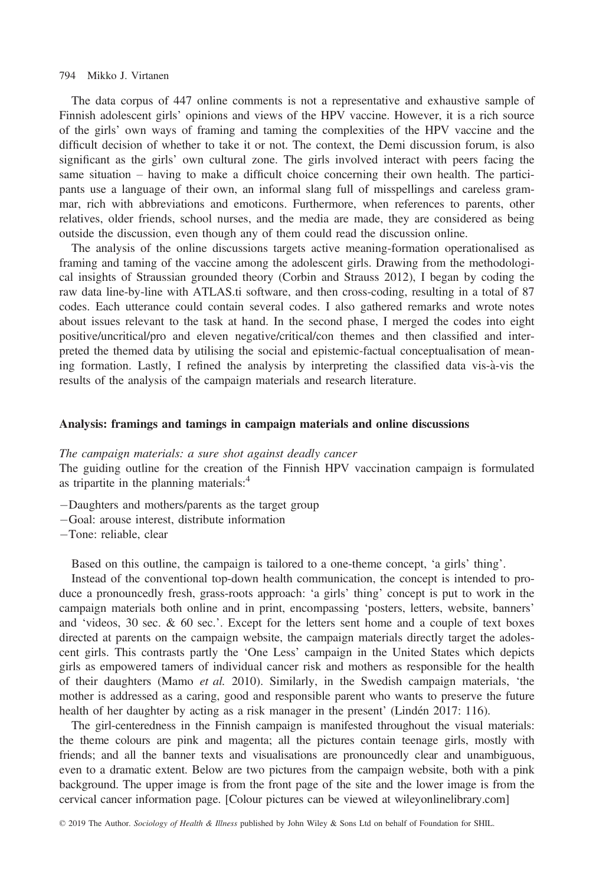The data corpus of 447 online comments is not a representative and exhaustive sample of Finnish adolescent girls' opinions and views of the HPV vaccine. However, it is a rich source of the girls' own ways of framing and taming the complexities of the HPV vaccine and the difficult decision of whether to take it or not. The context, the Demi discussion forum, is also significant as the girls' own cultural zone. The girls involved interact with peers facing the same situation – having to make a difficult choice concerning their own health. The participants use a language of their own, an informal slang full of misspellings and careless grammar, rich with abbreviations and emoticons. Furthermore, when references to parents, other relatives, older friends, school nurses, and the media are made, they are considered as being outside the discussion, even though any of them could read the discussion online.

The analysis of the online discussions targets active meaning-formation operationalised as framing and taming of the vaccine among the adolescent girls. Drawing from the methodological insights of Straussian grounded theory (Corbin and Strauss 2012), I began by coding the raw data line-by-line with ATLAS.ti software, and then cross-coding, resulting in a total of 87 codes. Each utterance could contain several codes. I also gathered remarks and wrote notes about issues relevant to the task at hand. In the second phase, I merged the codes into eight positive/uncritical/pro and eleven negative/critical/con themes and then classified and interpreted the themed data by utilising the social and epistemic-factual conceptualisation of meaning formation. Lastly, I refined the analysis by interpreting the classified data vis-à-vis the results of the analysis of the campaign materials and research literature.

## Analysis: framings and tamings in campaign materials and online discussions

### *The campaign materials: a sure shot against deadly cancer*

The guiding outline for the creation of the Finnish HPV vaccination campaign is formulated as tripartite in the planning materials:[4]

- Daughters and mothers/parents as the target group
- Goal: arouse interest, distribute information
- Tone: reliable, clear

Based on this outline, the campaign is tailored to a one-theme concept, 'a girls' thing'.

Instead of the conventional top-down health communication, the concept is intended to produce a pronouncedly fresh, grass-roots approach: 'a girls' thing' concept is put to work in the campaign materials both online and in print, encompassing 'posters, letters, website, banners' and 'videos, 30 sec. & 60 sec.'. Except for the letters sent home and a couple of text boxes directed at parents on the campaign website, the campaign materials directly target the adolescent girls. This contrasts partly the 'One Less' campaign in the United States which depicts girls as empowered tamers of individual cancer risk and mothers as responsible for the health of their daughters (Mamo *et al.* 2010). Similarly, in the Swedish campaign materials, 'the mother is addressed as a caring, good and responsible parent who wants to preserve the future health of her daughter by acting as a risk manager in the present' (Lindén 2017: 116).

The girl-centeredness in the Finnish campaign is manifested throughout the visual materials: the theme colours are pink and magenta; all the pictures contain teenage girls, mostly with friends; and all the banner texts and visualisations are pronouncedly clear and unambiguous, even to a dramatic extent. Below are two pictures from the campaign website, both with a pink background. The upper image is from the front page of the site and the lower image is from the cervical cancer information page. [Colour pictures can be viewed at wileyonlinelibrary.com]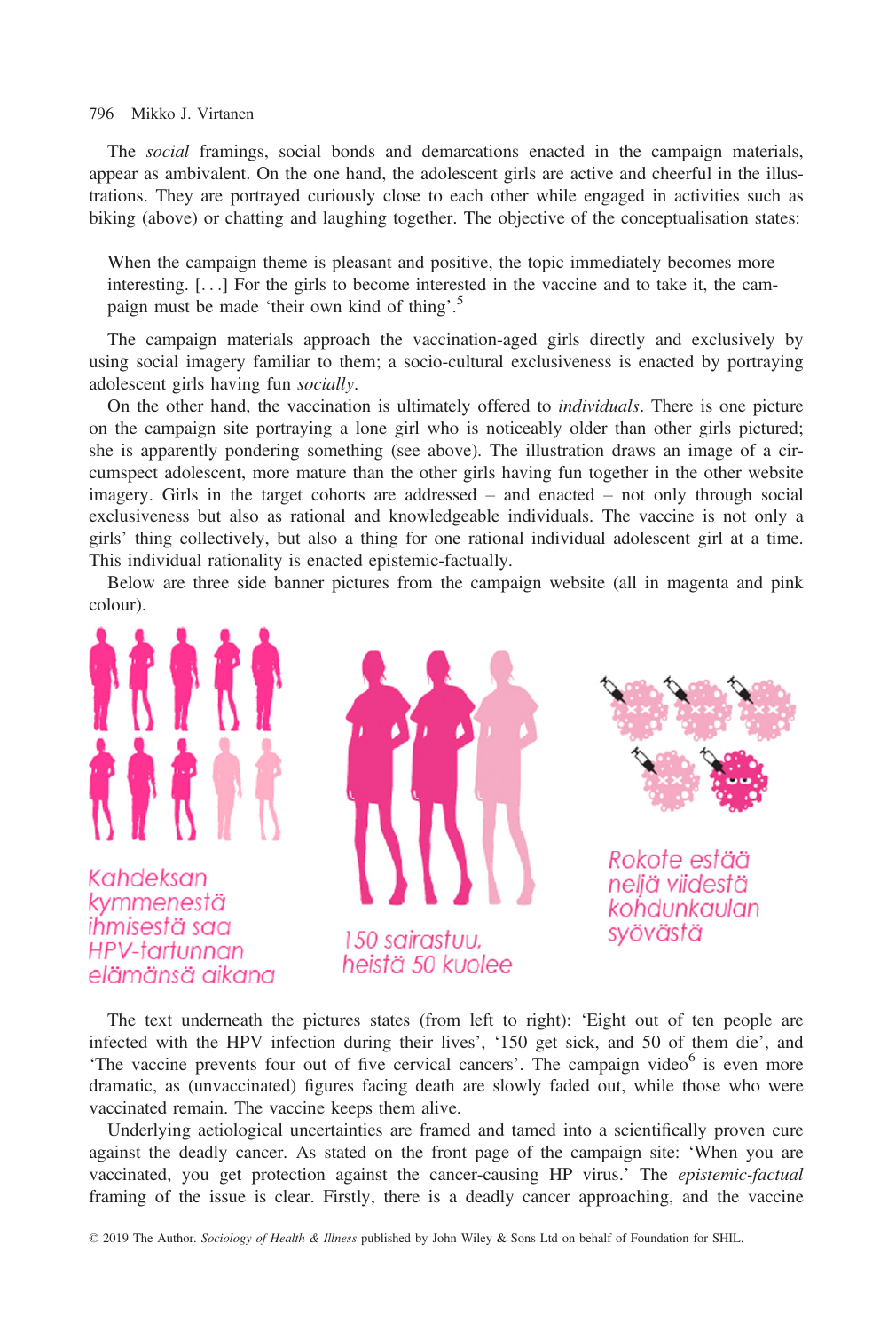The *social* framings, social bonds and demarcations enacted in the campaign materials, appear as ambivalent. On the one hand, the adolescent girls are active and cheerful in the illustrations. They are portrayed curiously close to each other while engaged in activities such as biking (above) or chatting and laughing together. The objective of the conceptualisation states:

> When the campaign theme is pleasant and positive, the topic immediately becomes more interesting. [. . .] For the girls to become interested in the vaccine and to take it, the campaign must be made 'their own kind of thing'.[5]

The campaign materials approach the vaccination-aged girls directly and exclusively by using social imagery familiar to them; a socio-cultural exclusiveness is enacted by portraying adolescent girls having fun *socially*.

On the other hand, the vaccination is ultimately offered to *individuals*. There is one picture on the campaign site portraying a lone girl who is noticeably older than other girls pictured; she is apparently pondering something (see above). The illustration draws an image of a circumspect adolescent, more mature than the other girls having fun together in the other website imagery. Girls in the target cohorts are addressed – and enacted – not only through social exclusiveness but also as rational and knowledgeable individuals. The vaccine is not only a girls' thing collectively, but also a thing for one rational individual adolescent girl at a time. This individual rationality is enacted epistemic-factually.

Below are three side banner pictures from the campaign website (all in magenta and pink colour).

Kahdeksan kymmenestä ihmisestä saa HPV-tartunnan elämänsä aikana

150 sairastuu, heistä 50 kuolee

Rokote estää neljä viidestä kohdunkaulan syövästä

The text underneath the pictures states (from left to right): 'Eight out of ten people are infected with the HPV infection during their lives', '150 get sick, and 50 of them die', and 'The vaccine prevents four out of five cervical cancers'. The campaign video[6] is even more dramatic, as (unvaccinated) figures facing death are slowly faded out, while those who were vaccinated remain. The vaccine keeps them alive.

Underlying aetiological uncertainties are framed and tamed into a scientifically proven cure against the deadly cancer. As stated on the front page of the campaign site: 'When you are vaccinated, you get protection against the cancer-causing HP virus.' The *epistemic-factual* framing of the issue is clear. Firstly, there is a deadly cancer approaching, and the vaccine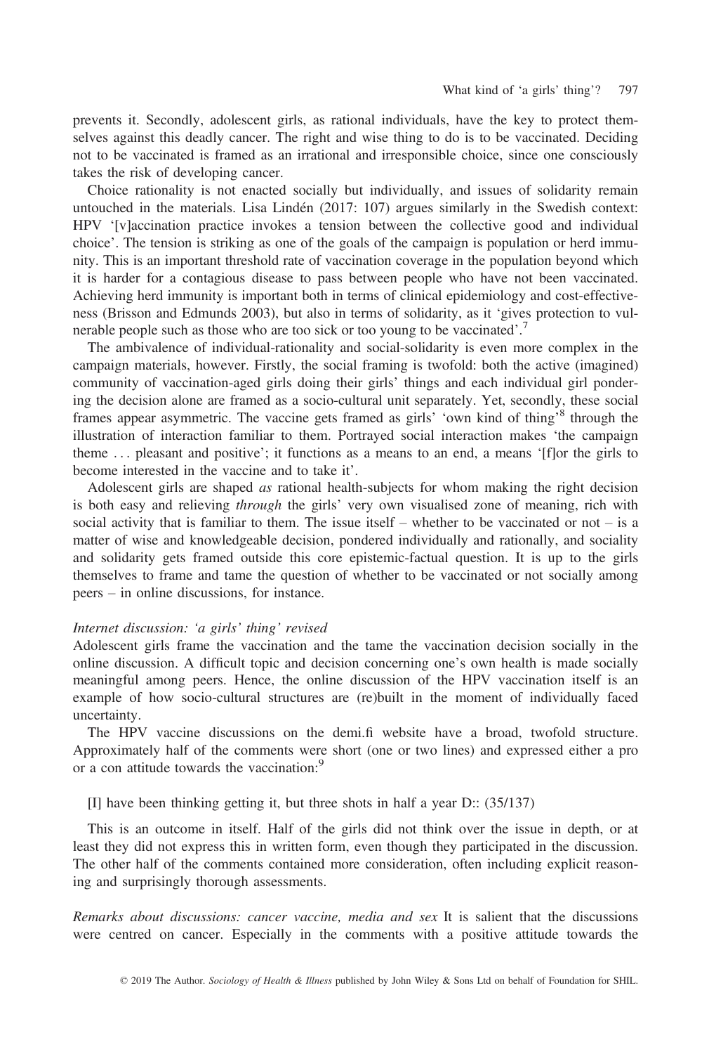prevents it. Secondly, adolescent girls, as rational individuals, have the key to protect themselves against this deadly cancer. The right and wise thing to do is to be vaccinated. Deciding not to be vaccinated is framed as an irrational and irresponsible choice, since one consciously takes the risk of developing cancer.

Choice rationality is not enacted socially but individually, and issues of solidarity remain untouched in the materials. Lisa Lindén (2017: 107) argues similarly in the Swedish context: HPV '[v]accination practice invokes a tension between the collective good and individual choice'. The tension is striking as one of the goals of the campaign is population or herd immunity. This is an important threshold rate of vaccination coverage in the population beyond which it is harder for a contagious disease to pass between people who have not been vaccinated. Achieving herd immunity is important both in terms of clinical epidemiology and cost-effectiveness (Brisson and Edmunds 2003), but also in terms of solidarity, as it 'gives protection to vulnerable people such as those who are too sick or too young to be vaccinated'.[7]

The ambivalence of individual-rationality and social-solidarity is even more complex in the campaign materials, however. Firstly, the social framing is twofold: both the active (imagined) community of vaccination-aged girls doing their girls' things and each individual girl pondering the decision alone are framed as a socio-cultural unit separately. Yet, secondly, these social frames appear asymmetric. The vaccine gets framed as girls' 'own kind of thing'[8] through the illustration of interaction familiar to them. Portrayed social interaction makes 'the campaign theme ... pleasant and positive'; it functions as a means to an end, a means '[f]or the girls to become interested in the vaccine and to take it'.

Adolescent girls are shaped *as* rational health-subjects for whom making the right decision is both easy and relieving *through* the girls' very own visualised zone of meaning, rich with social activity that is familiar to them. The issue itself – whether to be vaccinated or not – is a matter of wise and knowledgeable decision, pondered individually and rationally, and sociality and solidarity gets framed outside this core epistemic-factual question. It is up to the girls themselves to frame and tame the question of whether to be vaccinated or not socially among peers – in online discussions, for instance.

*Internet discussion: 'a girls' thing' revised*

Adolescent girls frame the vaccination and the tame the vaccination decision socially in the online discussion. A difficult topic and decision concerning one's own health is made socially meaningful among peers. Hence, the online discussion of the HPV vaccination itself is an example of how socio-cultural structures are (re)built in the moment of individually faced uncertainty.

The HPV vaccine discussions on the demi.fi website have a broad, twofold structure. Approximately half of the comments were short (one or two lines) and expressed either a pro or a con attitude towards the vaccination:[9]

> [I] have been thinking getting it, but three shots in half a year D:: (35/137)

This is an outcome in itself. Half of the girls did not think over the issue in depth, or at least they did not express this in written form, even though they participated in the discussion. The other half of the comments contained more consideration, often including explicit reasoning and surprisingly thorough assessments.

*Remarks about discussions: cancer vaccine, media and sex* It is salient that the discussions were centred on cancer. Especially in the comments with a positive attitude towards the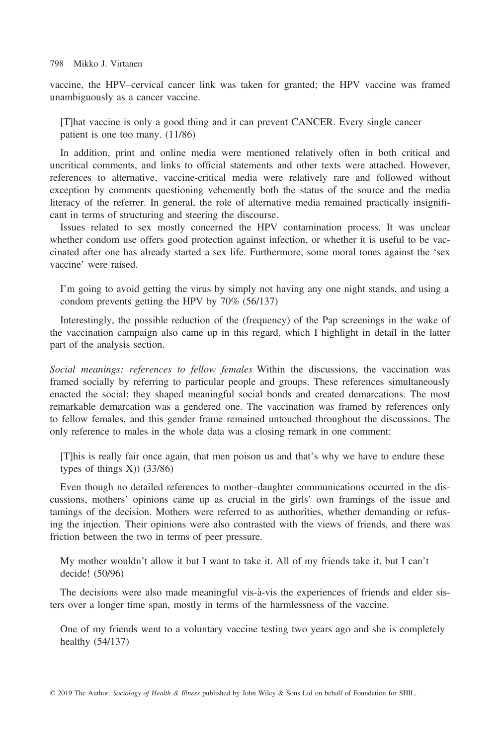vaccine, the HPV–cervical cancer link was taken for granted; the HPV vaccine was framed unambiguously as a cancer vaccine.

> [T]hat vaccine is only a good thing and it can prevent CANCER. Every single cancer patient is one too many. (11/86)

In addition, print and online media were mentioned relatively often in both critical and uncritical comments, and links to official statements and other texts were attached. However, references to alternative, vaccine-critical media were relatively rare and followed without exception by comments questioning vehemently both the status of the source and the media literacy of the referrer. In general, the role of alternative media remained practically insignificant in terms of structuring and steering the discourse.

Issues related to sex mostly concerned the HPV contamination process. It was unclear whether condom use offers good protection against infection, or whether it is useful to be vaccinated after one has already started a sex life. Furthermore, some moral tones against the 'sex vaccine' were raised.

> I'm going to avoid getting the virus by simply not having any one night stands, and using a condom prevents getting the HPV by 70% (56/137)

Interestingly, the possible reduction of the (frequency) of the Pap screenings in the wake of the vaccination campaign also came up in this regard, which I highlight in detail in the latter part of the analysis section.

*Social meanings: references to fellow females* Within the discussions, the vaccination was framed socially by referring to particular people and groups. These references simultaneously enacted the social; they shaped meaningful social bonds and created demarcations. The most remarkable demarcation was a gendered one. The vaccination was framed by references only to fellow females, and this gender frame remained untouched throughout the discussions. The only reference to males in the whole data was a closing remark in one comment:

> [T]his is really fair once again, that men poison us and that's why we have to endure these types of things X)) (33/86)

Even though no detailed references to mother–daughter communications occurred in the discussions, mothers' opinions came up as crucial in the girls' own framings of the issue and tamings of the decision. Mothers were referred to as authorities, whether demanding or refusing the injection. Their opinions were also contrasted with the views of friends, and there was friction between the two in terms of peer pressure.

> My mother wouldn't allow it but I want to take it. All of my friends take it, but I can't decide! (50/96)

The decisions were also made meaningful vis-à-vis the experiences of friends and elder sisters over a longer time span, mostly in terms of the harmlessness of the vaccine.

> One of my friends went to a voluntary vaccine testing two years ago and she is completely healthy (54/137)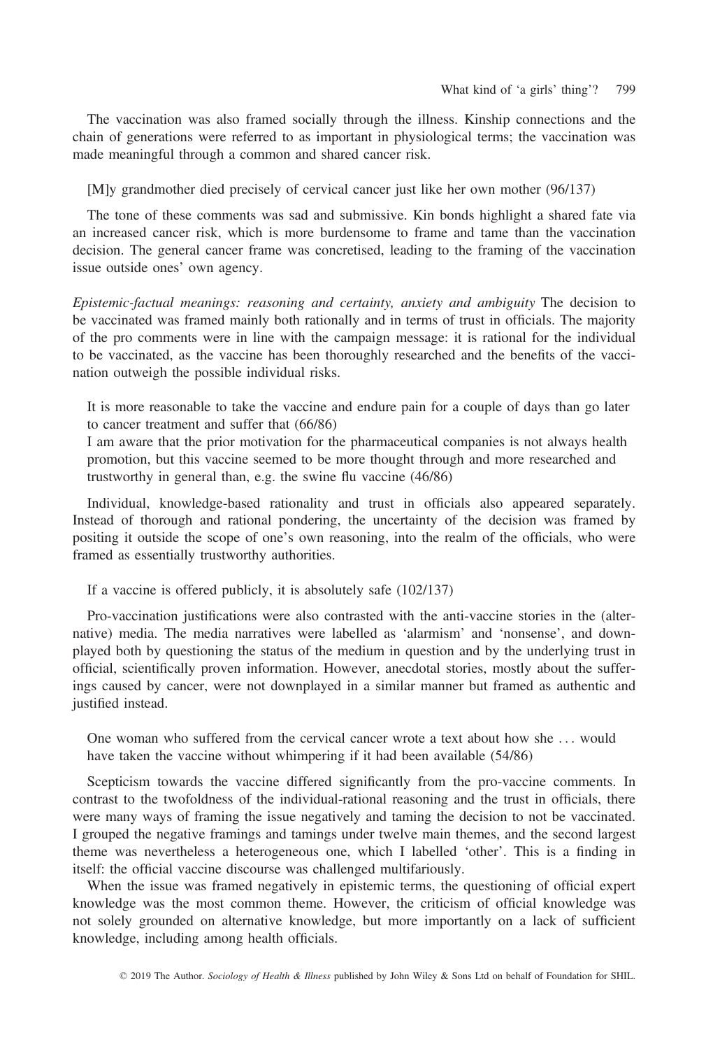The vaccination was also framed socially through the illness. Kinship connections and the chain of generations were referred to as important in physiological terms; the vaccination was made meaningful through a common and shared cancer risk.

> [M]y grandmother died precisely of cervical cancer just like her own mother (96/137)

The tone of these comments was sad and submissive. Kin bonds highlight a shared fate via an increased cancer risk, which is more burdensome to frame and tame than the vaccination decision. The general cancer frame was concretised, leading to the framing of the vaccination issue outside ones' own agency.

*Epistemic-factual meanings: reasoning and certainty, anxiety and ambiguity* The decision to be vaccinated was framed mainly both rationally and in terms of trust in officials. The majority of the pro comments were in line with the campaign message: it is rational for the individual to be vaccinated, as the vaccine has been thoroughly researched and the benefits of the vaccination outweigh the possible individual risks.

> It is more reasonable to take the vaccine and endure pain for a couple of days than go later to cancer treatment and suffer that (66/86)
> I am aware that the prior motivation for the pharmaceutical companies is not always health promotion, but this vaccine seemed to be more thought through and more researched and trustworthy in general than, e.g. the swine flu vaccine (46/86)

Individual, knowledge-based rationality and trust in officials also appeared separately. Instead of thorough and rational pondering, the uncertainty of the decision was framed by positing it outside the scope of one's own reasoning, into the realm of the officials, who were framed as essentially trustworthy authorities.

> If a vaccine is offered publicly, it is absolutely safe (102/137)

Pro-vaccination justifications were also contrasted with the anti-vaccine stories in the (alternative) media. The media narratives were labelled as 'alarmism' and 'nonsense', and downplayed both by questioning the status of the medium in question and by the underlying trust in official, scientifically proven information. However, anecdotal stories, mostly about the sufferings caused by cancer, were not downplayed in a similar manner but framed as authentic and justified instead.

> One woman who suffered from the cervical cancer wrote a text about how she ... would have taken the vaccine without whimpering if it had been available (54/86)

Scepticism towards the vaccine differed significantly from the pro-vaccine comments. In contrast to the twofoldness of the individual-rational reasoning and the trust in officials, there were many ways of framing the issue negatively and taming the decision to not be vaccinated. I grouped the negative framings and tamings under twelve main themes, and the second largest theme was nevertheless a heterogeneous one, which I labelled 'other'. This is a finding in itself: the official vaccine discourse was challenged multifariously.

When the issue was framed negatively in epistemic terms, the questioning of official expert knowledge was the most common theme. However, the criticism of official knowledge was not solely grounded on alternative knowledge, but more importantly on a lack of sufficient knowledge, including among health officials.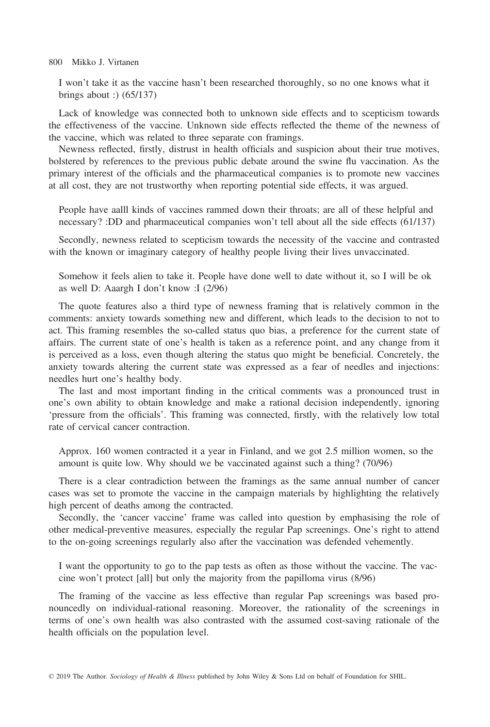> I won't take it as the vaccine hasn't been researched thoroughly, so no one knows what it brings about :) (65/137)

Lack of knowledge was connected both to unknown side effects and to scepticism towards the effectiveness of the vaccine. Unknown side effects reflected the theme of the newness of the vaccine, which was related to three separate con framings.

Newness reflected, firstly, distrust in health officials and suspicion about their true motives, bolstered by references to the previous public debate around the swine flu vaccination. As the primary interest of the officials and the pharmaceutical companies is to promote new vaccines at all cost, they are not trustworthy when reporting potential side effects, it was argued.

> People have aalll kinds of vaccines rammed down their throats; are all of these helpful and necessary? :DD and pharmaceutical companies won't tell about all the side effects (61/137)

Secondly, newness related to scepticism towards the necessity of the vaccine and contrasted with the known or imaginary category of healthy people living their lives unvaccinated.

> Somehow it feels alien to take it. People have done well to date without it, so I will be ok as well D: Aaargh I don't know :I (2/96)

The quote features also a third type of newness framing that is relatively common in the comments: anxiety towards something new and different, which leads to the decision to not to act. This framing resembles the so-called status quo bias, a preference for the current state of affairs. The current state of one's health is taken as a reference point, and any change from it is perceived as a loss, even though altering the status quo might be beneficial. Concretely, the anxiety towards altering the current state was expressed as a fear of needles and injections: needles hurt one's healthy body.

The last and most important finding in the critical comments was a pronounced trust in one's own ability to obtain knowledge and make a rational decision independently, ignoring 'pressure from the officials'. This framing was connected, firstly, with the relatively low total rate of cervical cancer contraction.

> Approx. 160 women contracted it a year in Finland, and we got 2.5 million women, so the amount is quite low. Why should we be vaccinated against such a thing? (70/96)

There is a clear contradiction between the framings as the same annual number of cancer cases was set to promote the vaccine in the campaign materials by highlighting the relatively high percent of deaths among the contracted.

Secondly, the 'cancer vaccine' frame was called into question by emphasising the role of other medical-preventive measures, especially the regular Pap screenings. One's right to attend to the on-going screenings regularly also after the vaccination was defended vehemently.

> I want the opportunity to go to the pap tests as often as those without the vaccine. The vaccine won't protect [all] but only the majority from the papilloma virus (8/96)

The framing of the vaccine as less effective than regular Pap screenings was based pronouncedly on individual-rational reasoning. Moreover, the rationality of the screenings in terms of one's own health was also contrasted with the assumed cost-saving rationale of the health officials on the population level.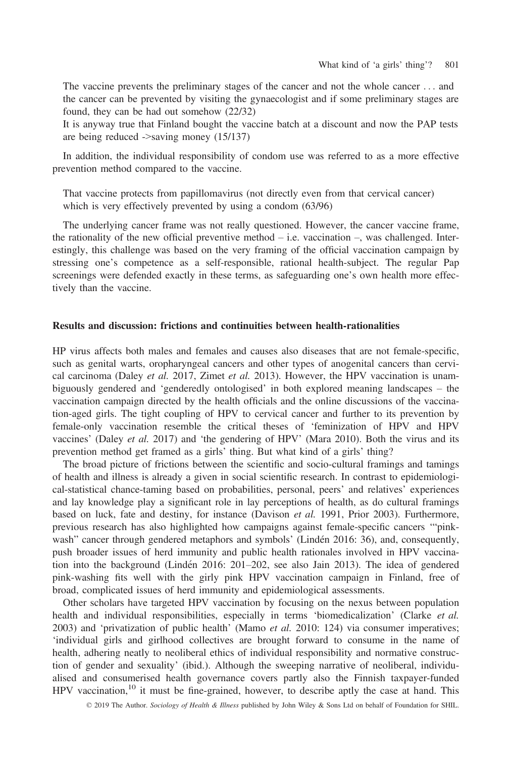The vaccine prevents the preliminary stages of the cancer and not the whole cancer . . . and the cancer can be prevented by visiting the gynaecologist and if some preliminary stages are found, they can be had out somehow (22/32)

It is anyway true that Finland bought the vaccine batch at a discount and now the PAP tests are being reduced ->saving money (15/137)

In addition, the individual responsibility of condom use was referred to as a more effective prevention method compared to the vaccine.

That vaccine protects from papillomavirus (not directly even from that cervical cancer) which is very effectively prevented by using a condom (63/96)

The underlying cancer frame was not really questioned. However, the cancer vaccine frame, the rationality of the new official preventive method – i.e. vaccination –, was challenged. Interestingly, this challenge was based on the very framing of the official vaccination campaign by stressing one's competence as a self-responsible, rational health-subject. The regular Pap screenings were defended exactly in these terms, as safeguarding one's own health more effectively than the vaccine.

## Results and discussion: frictions and continuities between health-rationalities

HP virus affects both males and females and causes also diseases that are not female-specific, such as genital warts, oropharyngeal cancers and other types of anogenital cancers than cervical carcinoma (Daley *et al.* 2017, Zimet *et al.* 2013). However, the HPV vaccination is unambiguously gendered and 'genderedly ontologised' in both explored meaning landscapes – the vaccination campaign directed by the health officials and the online discussions of the vaccination-aged girls. The tight coupling of HPV to cervical cancer and further to its prevention by female-only vaccination resemble the critical theses of 'feminization of HPV and HPV vaccines' (Daley *et al.* 2017) and 'the gendering of HPV' (Mara 2010). Both the virus and its prevention method get framed as a girls' thing. But what kind of a girls' thing?

The broad picture of frictions between the scientific and socio-cultural framings and tamings of health and illness is already a given in social scientific research. In contrast to epidemiological-statistical chance-taming based on probabilities, personal, peers' and relatives' experiences and lay knowledge play a significant role in lay perceptions of health, as do cultural framings based on luck, fate and destiny, for instance (Davison *et al.* 1991, Prior 2003). Furthermore, previous research has also highlighted how campaigns against female-specific cancers '"pinkwash" cancer through gendered metaphors and symbols' (Lindén 2016: 36), and, consequently, push broader issues of herd immunity and public health rationales involved in HPV vaccination into the background (Lindén 2016: 201–202, see also Jain 2013). The idea of gendered pink-washing fits well with the girly pink HPV vaccination campaign in Finland, free of broad, complicated issues of herd immunity and epidemiological assessments.

Other scholars have targeted HPV vaccination by focusing on the nexus between population health and individual responsibilities, especially in terms 'biomedicalization' (Clarke *et al.* 2003) and 'privatization of public health' (Mamo *et al.* 2010: 124) via consumer imperatives; 'individual girls and girlhood collectives are brought forward to consume in the name of health, adhering neatly to neoliberal ethics of individual responsibility and normative construction of gender and sexuality' (ibid.). Although the sweeping narrative of neoliberal, individualised and consumerised health governance covers partly also the Finnish taxpayer-funded HPV vaccination,[10] it must be fine-grained, however, to describe aptly the case at hand. This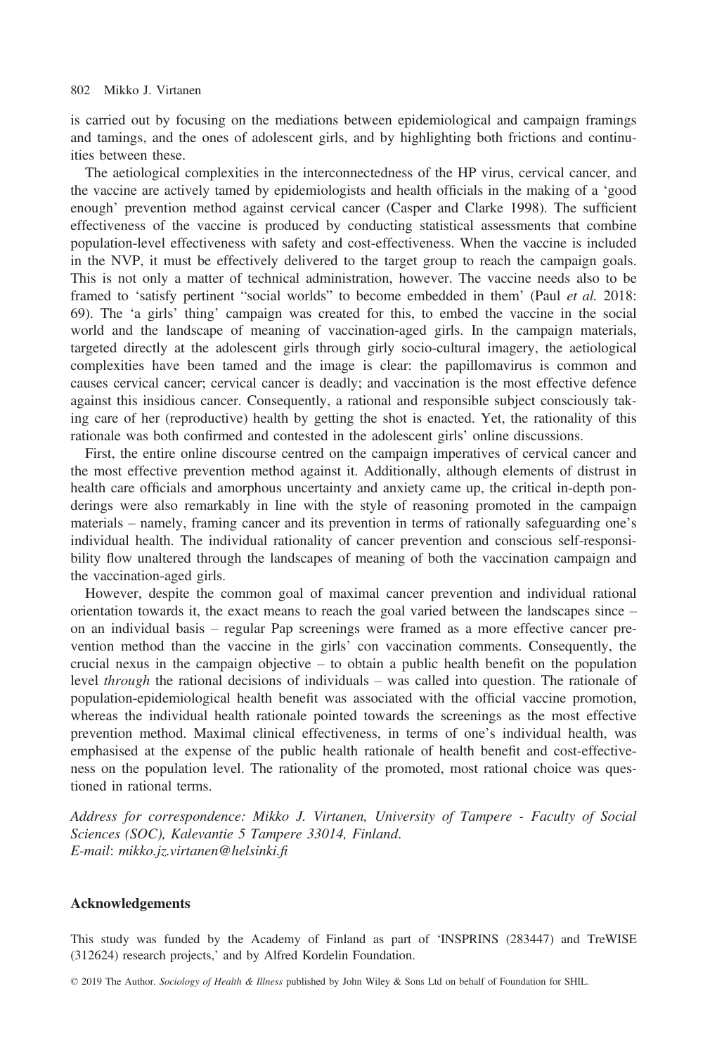is carried out by focusing on the mediations between epidemiological and campaign framings and tamings, and the ones of adolescent girls, and by highlighting both frictions and continuities between these.

The aetiological complexities in the interconnectedness of the HP virus, cervical cancer, and the vaccine are actively tamed by epidemiologists and health officials in the making of a 'good enough' prevention method against cervical cancer (Casper and Clarke 1998). The sufficient effectiveness of the vaccine is produced by conducting statistical assessments that combine population-level effectiveness with safety and cost-effectiveness. When the vaccine is included in the NVP, it must be effectively delivered to the target group to reach the campaign goals. This is not only a matter of technical administration, however. The vaccine needs also to be framed to 'satisfy pertinent "social worlds" to become embedded in them' (Paul *et al.* 2018: 69). The 'a girls' thing' campaign was created for this, to embed the vaccine in the social world and the landscape of meaning of vaccination-aged girls. In the campaign materials, targeted directly at the adolescent girls through girly socio-cultural imagery, the aetiological complexities have been tamed and the image is clear: the papillomavirus is common and causes cervical cancer; cervical cancer is deadly; and vaccination is the most effective defence against this insidious cancer. Consequently, a rational and responsible subject consciously taking care of her (reproductive) health by getting the shot is enacted. Yet, the rationality of this rationale was both confirmed and contested in the adolescent girls' online discussions.

First, the entire online discourse centred on the campaign imperatives of cervical cancer and the most effective prevention method against it. Additionally, although elements of distrust in health care officials and amorphous uncertainty and anxiety came up, the critical in-depth ponderings were also remarkably in line with the style of reasoning promoted in the campaign materials – namely, framing cancer and its prevention in terms of rationally safeguarding one's individual health. The individual rationality of cancer prevention and conscious self-responsibility flow unaltered through the landscapes of meaning of both the vaccination campaign and the vaccination-aged girls.

However, despite the common goal of maximal cancer prevention and individual rational orientation towards it, the exact means to reach the goal varied between the landscapes since – on an individual basis – regular Pap screenings were framed as a more effective cancer prevention method than the vaccine in the girls' con vaccination comments. Consequently, the crucial nexus in the campaign objective – to obtain a public health benefit on the population level *through* the rational decisions of individuals – was called into question. The rationale of population-epidemiological health benefit was associated with the official vaccine promotion, whereas the individual health rationale pointed towards the screenings as the most effective prevention method. Maximal clinical effectiveness, in terms of one's individual health, was emphasised at the expense of the public health rationale of health benefit and cost-effectiveness on the population level. The rationality of the promoted, most rational choice was questioned in rational terms.

*Address for correspondence: Mikko J. Virtanen, University of Tampere - Faculty of Social Sciences (SOC), Kalevantie 5 Tampere 33014, Finland.*
*E-mail: mikko.jz.virtanen@helsinki.fi*

## Acknowledgements

This study was funded by the Academy of Finland as part of 'INSPRINS (283447) and TreWISE (312624) research projects,' and by Alfred Kordelin Foundation.

© 2019 The Author. *Sociology of Health & Illness* published by John Wiley & Sons Ltd on behalf of Foundation for SHIL.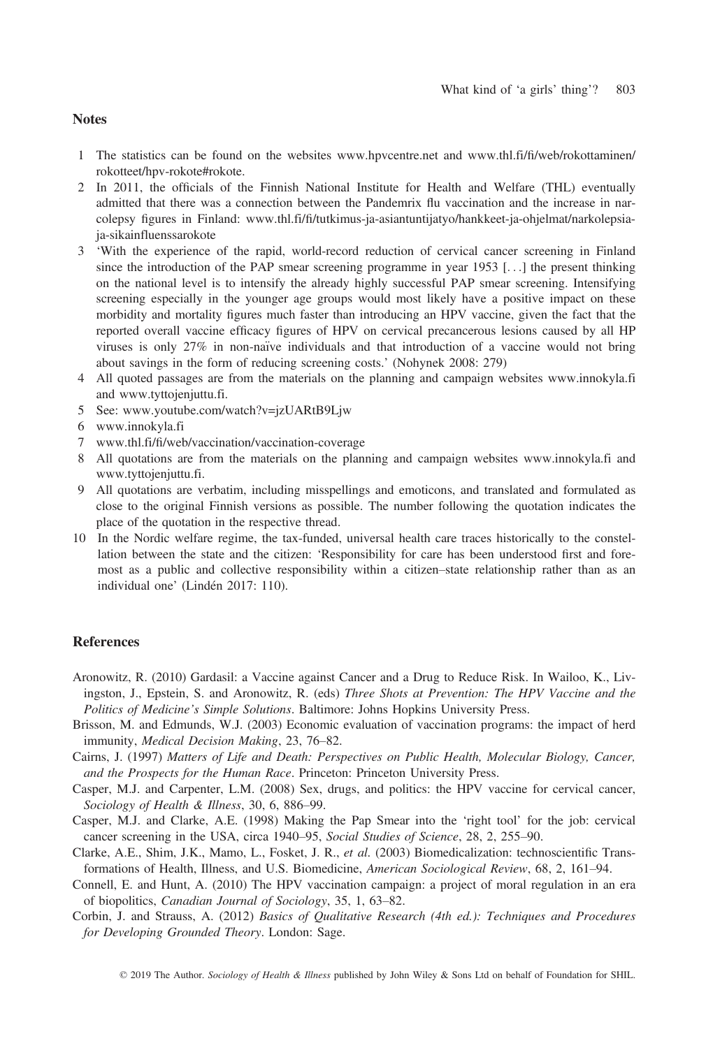## Notes

1. The statistics can be found on the websites www.hpvcentre.net and www.thl.fi/fi/web/rokottaminen/rokotteet/hpv-rokote#rokote.
2. In 2011, the officials of the Finnish National Institute for Health and Welfare (THL) eventually admitted that there was a connection between the Pandemrix flu vaccination and the increase in narcolepsy figures in Finland: www.thl.fi/fi/tutkimus-ja-asiantuntijatyo/hankkeet-ja-ohjelmat/narkolepsia-ja-sikainfluenssarokote
3. 'With the experience of the rapid, world-record reduction of cervical cancer screening in Finland since the introduction of the PAP smear screening programme in year 1953 [. . .] the present thinking on the national level is to intensify the already highly successful PAP smear screening. Intensifying screening especially in the younger age groups would most likely have a positive impact on these morbidity and mortality figures much faster than introducing an HPV vaccine, given the fact that the reported overall vaccine efficacy figures of HPV on cervical precancerous lesions caused by all HP viruses is only 27% in non-naïve individuals and that introduction of a vaccine would not bring about savings in the form of reducing screening costs.' (Nohynek 2008: 279)
4. All quoted passages are from the materials on the planning and campaign websites www.innokyla.fi and www.tyttojenjuttu.fi.
5. See: www.youtube.com/watch?v=jzUARtB9Ljw
6. www.innokyla.fi
7. www.thl.fi/fi/web/vaccination/vaccination-coverage
8. All quotations are from the materials on the planning and campaign websites www.innokyla.fi and www.tyttojenjuttu.fi.
9. All quotations are verbatim, including misspellings and emoticons, and translated and formulated as close to the original Finnish versions as possible. The number following the quotation indicates the place of the quotation in the respective thread.
10. In the Nordic welfare regime, the tax-funded, universal health care traces historically to the constellation between the state and the citizen: 'Responsibility for care has been understood first and foremost as a public and collective responsibility within a citizen–state relationship rather than as an individual one' (Lindén 2017: 110).

## References

Aronowitz, R. (2010) Gardasil: a Vaccine against Cancer and a Drug to Reduce Risk. In Wailoo, K., Livingston, J., Epstein, S. and Aronowitz, R. (eds) *Three Shots at Prevention: The HPV Vaccine and the Politics of Medicine's Simple Solutions*. Baltimore: Johns Hopkins University Press.

Brisson, M. and Edmunds, W.J. (2003) Economic evaluation of vaccination programs: the impact of herd immunity, *Medical Decision Making*, 23, 76–82.

Cairns, J. (1997) *Matters of Life and Death: Perspectives on Public Health, Molecular Biology, Cancer, and the Prospects for the Human Race*. Princeton: Princeton University Press.

Casper, M.J. and Carpenter, L.M. (2008) Sex, drugs, and politics: the HPV vaccine for cervical cancer, *Sociology of Health & Illness*, 30, 6, 886–99.

Casper, M.J. and Clarke, A.E. (1998) Making the Pap Smear into the 'right tool' for the job: cervical cancer screening in the USA, circa 1940–95, *Social Studies of Science*, 28, 2, 255–90.

Clarke, A.E., Shim, J.K., Mamo, L., Fosket, J. R., *et al.* (2003) Biomedicalization: technoscientific Transformations of Health, Illness, and U.S. Biomedicine, *American Sociological Review*, 68, 2, 161–94.

Connell, E. and Hunt, A. (2010) The HPV vaccination campaign: a project of moral regulation in an era of biopolitics, *Canadian Journal of Sociology*, 35, 1, 63–82.

Corbin, J. and Strauss, A. (2012) *Basics of Qualitative Research (4th ed.): Techniques and Procedures for Developing Grounded Theory*. London: Sage.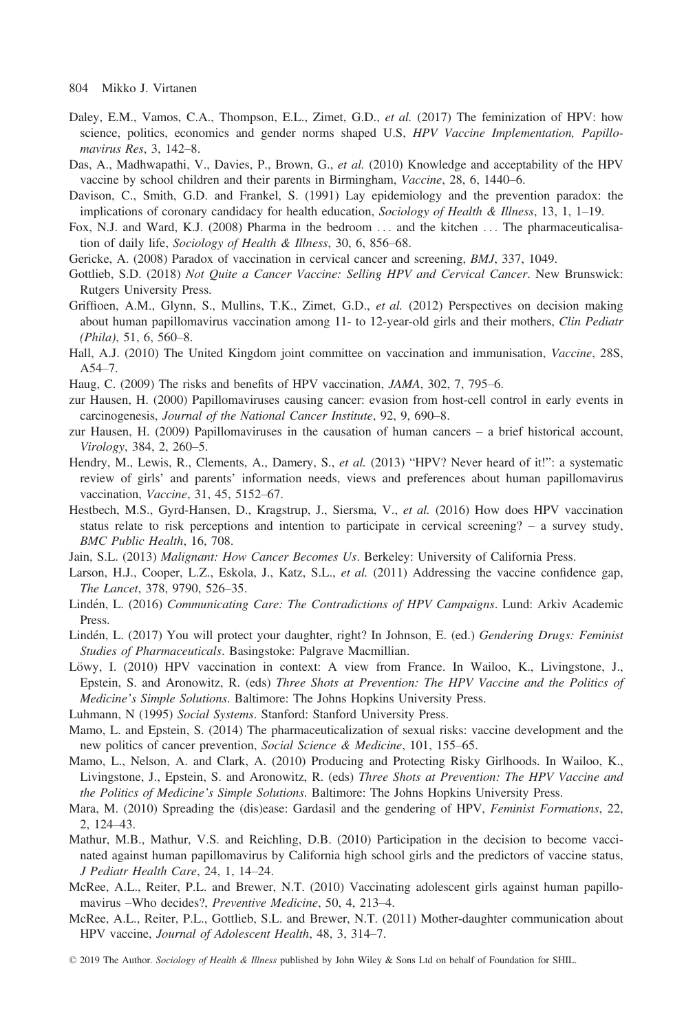Daley, E.M., Vamos, C.A., Thompson, E.L., Zimet, G.D., *et al.* (2017) The feminization of HPV: how science, politics, economics and gender norms shaped U.S, *HPV Vaccine Implementation, Papillomavirus Res*, 3, 142–8.

Das, A., Madhwapathi, V., Davies, P., Brown, G., *et al.* (2010) Knowledge and acceptability of the HPV vaccine by school children and their parents in Birmingham, *Vaccine*, 28, 6, 1440–6.

Davison, C., Smith, G.D. and Frankel, S. (1991) Lay epidemiology and the prevention paradox: the implications of coronary candidacy for health education, *Sociology of Health & Illness*, 13, 1, 1–19.

Fox, N.J. and Ward, K.J. (2008) Pharma in the bedroom ... and the kitchen ... The pharmaceuticalisation of daily life, *Sociology of Health & Illness*, 30, 6, 856–68.

Gericke, A. (2008) Paradox of vaccination in cervical cancer and screening, *BMJ*, 337, 1049.

Gottlieb, S.D. (2018) *Not Quite a Cancer Vaccine: Selling HPV and Cervical Cancer*. New Brunswick: Rutgers University Press.

Griffioen, A.M., Glynn, S., Mullins, T.K., Zimet, G.D., *et al.* (2012) Perspectives on decision making about human papillomavirus vaccination among 11- to 12-year-old girls and their mothers, *Clin Pediatr (Phila)*, 51, 6, 560–8.

Hall, A.J. (2010) The United Kingdom joint committee on vaccination and immunisation, *Vaccine*, 28S, A54–7.

Haug, C. (2009) The risks and benefits of HPV vaccination, *JAMA*, 302, 7, 795–6.

zur Hausen, H. (2000) Papillomaviruses causing cancer: evasion from host-cell control in early events in carcinogenesis, *Journal of the National Cancer Institute*, 92, 9, 690–8.

zur Hausen, H. (2009) Papillomaviruses in the causation of human cancers – a brief historical account, *Virology*, 384, 2, 260–5.

Hendry, M., Lewis, R., Clements, A., Damery, S., *et al.* (2013) "HPV? Never heard of it!": a systematic review of girls' and parents' information needs, views and preferences about human papillomavirus vaccination, *Vaccine*, 31, 45, 5152–67.

Hestbech, M.S., Gyrd-Hansen, D., Kragstrup, J., Siersma, V., *et al.* (2016) How does HPV vaccination status relate to risk perceptions and intention to participate in cervical screening? – a survey study, *BMC Public Health*, 16, 708.

Jain, S.L. (2013) *Malignant: How Cancer Becomes Us*. Berkeley: University of California Press.

Larson, H.J., Cooper, L.Z., Eskola, J., Katz, S.L., *et al.* (2011) Addressing the vaccine confidence gap, *The Lancet*, 378, 9790, 526–35.

Lindén, L. (2016) *Communicating Care: The Contradictions of HPV Campaigns*. Lund: Arkiv Academic Press.

Lindén, L. (2017) You will protect your daughter, right? In Johnson, E. (ed.) *Gendering Drugs: Feminist Studies of Pharmaceuticals*. Basingstoke: Palgrave Macmillian.

Löwy, I. (2010) HPV vaccination in context: A view from France. In Wailoo, K., Livingstone, J., Epstein, S. and Aronowitz, R. (eds) *Three Shots at Prevention: The HPV Vaccine and the Politics of Medicine's Simple Solutions*. Baltimore: The Johns Hopkins University Press.

Luhmann, N (1995) *Social Systems*. Stanford: Stanford University Press.

Mamo, L. and Epstein, S. (2014) The pharmaceuticalization of sexual risks: vaccine development and the new politics of cancer prevention, *Social Science & Medicine*, 101, 155–65.

Mamo, L., Nelson, A. and Clark, A. (2010) Producing and Protecting Risky Girlhoods. In Wailoo, K., Livingstone, J., Epstein, S. and Aronowitz, R. (eds) *Three Shots at Prevention: The HPV Vaccine and the Politics of Medicine's Simple Solutions*. Baltimore: The Johns Hopkins University Press.

Mara, M. (2010) Spreading the (dis)ease: Gardasil and the gendering of HPV, *Feminist Formations*, 22, 2, 124–43.

Mathur, M.B., Mathur, V.S. and Reichling, D.B. (2010) Participation in the decision to become vaccinated against human papillomavirus by California high school girls and the predictors of vaccine status, *J Pediatr Health Care*, 24, 1, 14–24.

McRee, A.L., Reiter, P.L. and Brewer, N.T. (2010) Vaccinating adolescent girls against human papillomavirus –Who decides?, *Preventive Medicine*, 50, 4, 213–4.

McRee, A.L., Reiter, P.L., Gottlieb, S.L. and Brewer, N.T. (2011) Mother-daughter communication about HPV vaccine, *Journal of Adolescent Health*, 48, 3, 314–7.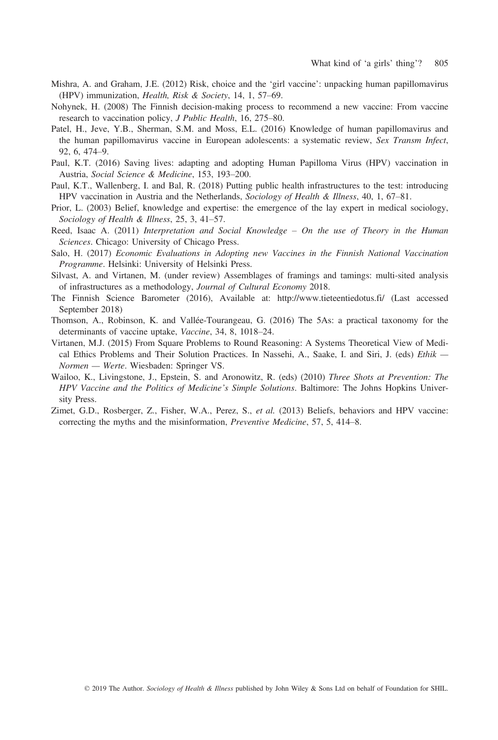Mishra, A. and Graham, J.E. (2012) Risk, choice and the 'girl vaccine': unpacking human papillomavirus (HPV) immunization, *Health, Risk & Society*, 14, 1, 57–69.

Nohynek, H. (2008) The Finnish decision-making process to recommend a new vaccine: From vaccine research to vaccination policy, *J Public Health*, 16, 275–80.

Patel, H., Jeve, Y.B., Sherman, S.M. and Moss, E.L. (2016) Knowledge of human papillomavirus and the human papillomavirus vaccine in European adolescents: a systematic review, *Sex Transm Infect*, 92, 6, 474–9.

Paul, K.T. (2016) Saving lives: adapting and adopting Human Papilloma Virus (HPV) vaccination in Austria, *Social Science & Medicine*, 153, 193–200.

Paul, K.T., Wallenberg, I. and Bal, R. (2018) Putting public health infrastructures to the test: introducing HPV vaccination in Austria and the Netherlands, *Sociology of Health & Illness*, 40, 1, 67–81.

Prior, L. (2003) Belief, knowledge and expertise: the emergence of the lay expert in medical sociology, *Sociology of Health & Illness*, 25, 3, 41–57.

Reed, Isaac A. (2011) *Interpretation and Social Knowledge – On the use of Theory in the Human Sciences*. Chicago: University of Chicago Press.

Salo, H. (2017) *Economic Evaluations in Adopting new Vaccines in the Finnish National Vaccination Programme*. Helsinki: University of Helsinki Press.

Silvast, A. and Virtanen, M. (under review) Assemblages of framings and tamings: multi-sited analysis of infrastructures as a methodology, *Journal of Cultural Economy* 2018.

The Finnish Science Barometer (2016), Available at: http://www.tieteentiedotus.fi/ (Last accessed September 2018)

Thomson, A., Robinson, K. and Vallée-Tourangeau, G. (2016) The 5As: a practical taxonomy for the determinants of vaccine uptake, *Vaccine*, 34, 8, 1018–24.

Virtanen, M.J. (2015) From Square Problems to Round Reasoning: A Systems Theoretical View of Medical Ethics Problems and Their Solution Practices. In Nassehi, A., Saake, I. and Siri, J. (eds) *Ethik — Normen — Werte*. Wiesbaden: Springer VS.

Wailoo, K., Livingstone, J., Epstein, S. and Aronowitz, R. (eds) (2010) *Three Shots at Prevention: The HPV Vaccine and the Politics of Medicine's Simple Solutions*. Baltimore: The Johns Hopkins University Press.

Zimet, G.D., Rosberger, Z., Fisher, W.A., Perez, S., *et al.* (2013) Beliefs, behaviors and HPV vaccine: correcting the myths and the misinformation, *Preventive Medicine*, 57, 5, 414–8.